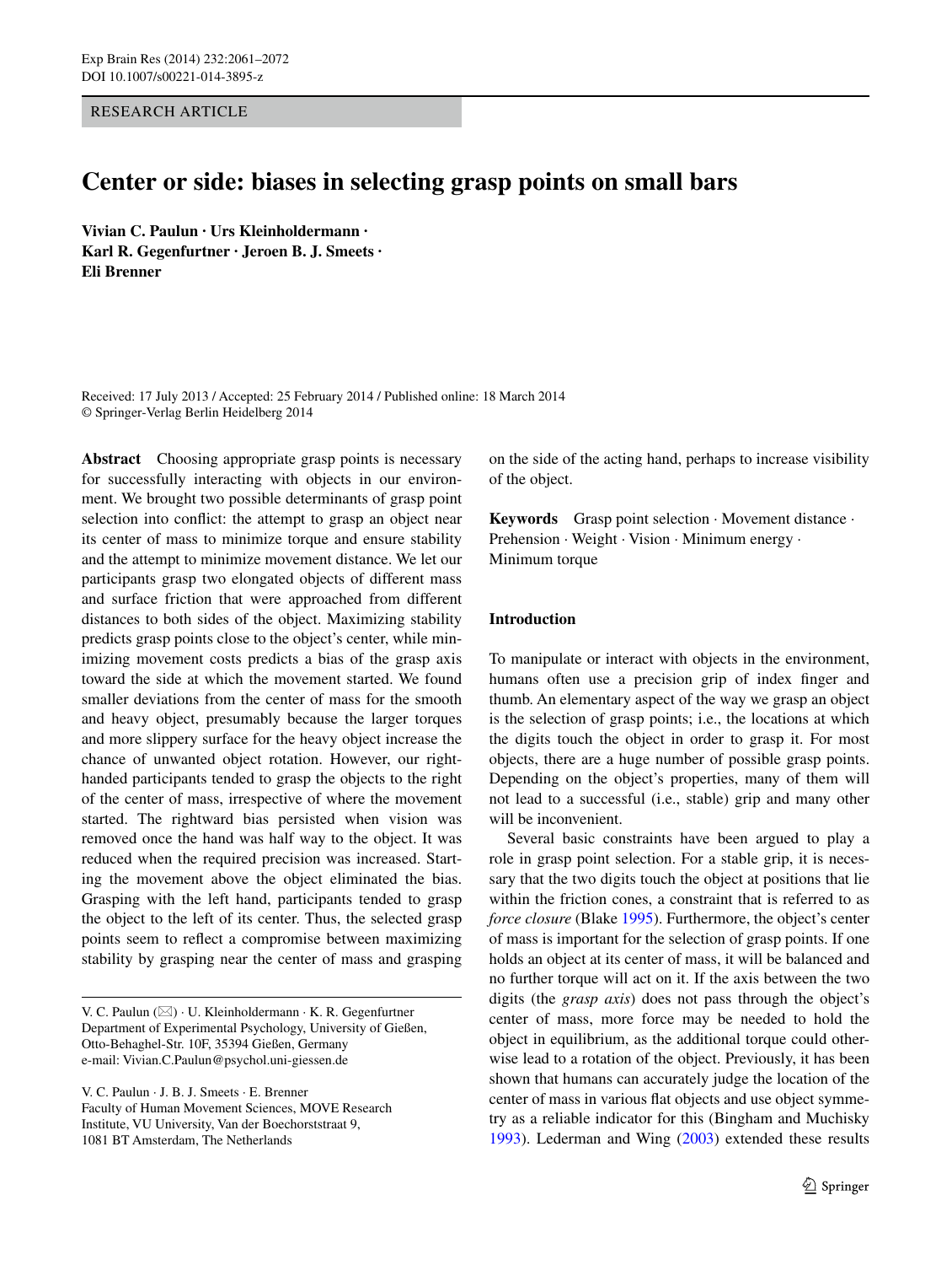RESEARCH ARTICLE

# Center or side: biases in selecting grasp points on small bars

**Vivian C. Paulun · Urs Kleinholdermann · Karl R. Gegenfurtner · Jeroen B. J. Smeets · Eli Brenner**

Received: 17 July 2013 / Accepted: 25 February 2014 / Published online: 18 March 2014
© Springer-Verlag Berlin Heidelberg 2014

**Abstract** Choosing appropriate grasp points is necessary for successfully interacting with objects in our environment. We brought two possible determinants of grasp point selection into conflict: the attempt to grasp an object near its center of mass to minimize torque and ensure stability and the attempt to minimize movement distance. We let our participants grasp two elongated objects of different mass and surface friction that were approached from different distances to both sides of the object. Maximizing stability predicts grasp points close to the object's center, while minimizing movement costs predicts a bias of the grasp axis toward the side at which the movement started. We found smaller deviations from the center of mass for the smooth and heavy object, presumably because the larger torques and more slippery surface for the heavy object increase the chance of unwanted object rotation. However, our right-handed participants tended to grasp the objects to the right of the center of mass, irrespective of where the movement started. The rightward bias persisted when vision was removed once the hand was half way to the object. It was reduced when the required precision was increased. Starting the movement above the object eliminated the bias. Grasping with the left hand, participants tended to grasp the object to the left of its center. Thus, the selected grasp points seem to reflect a compromise between maximizing stability by grasping near the center of mass and grasping on the side of the acting hand, perhaps to increase visibility of the object.

**Keywords** Grasp point selection · Movement distance · Prehension · Weight · Vision · Minimum energy · Minimum torque

V. C. Paulun (✉) · U. Kleinholdermann · K. R. Gegenfurtner
Department of Experimental Psychology, University of Gießen, Otto-Behaghel-Str. 10F, 35394 Gießen, Germany
e-mail: Vivian.C.Paulun@psychol.uni-giessen.de

V. C. Paulun · J. B. J. Smeets · E. Brenner
Faculty of Human Movement Sciences, MOVE Research Institute, VU University, Van der Boechorststraat 9, 1081 BT Amsterdam, The Netherlands

## Introduction

To manipulate or interact with objects in the environment, humans often use a precision grip of index finger and thumb. An elementary aspect of the way we grasp an object is the selection of grasp points; i.e., the locations at which the digits touch the object in order to grasp it. For most objects, there are a huge number of possible grasp points. Depending on the object's properties, many of them will not lead to a successful (i.e., stable) grip and many other will be inconvenient.

Several basic constraints have been argued to play a role in grasp point selection. For a stable grip, it is necessary that the two digits touch the object at positions that lie within the friction cones, a constraint that is referred to as *force closure* (Blake 1995). Furthermore, the object's center of mass is important for the selection of grasp points. If one holds an object at its center of mass, it will be balanced and no further torque will act on it. If the axis between the two digits (the *grasp axis*) does not pass through the object's center of mass, more force may be needed to hold the object in equilibrium, as the additional torque could otherwise lead to a rotation of the object. Previously, it has been shown that humans can accurately judge the location of the center of mass in various flat objects and use object symmetry as a reliable indicator for this (Bingham and Muchisky 1993). Lederman and Wing (2003) extended these results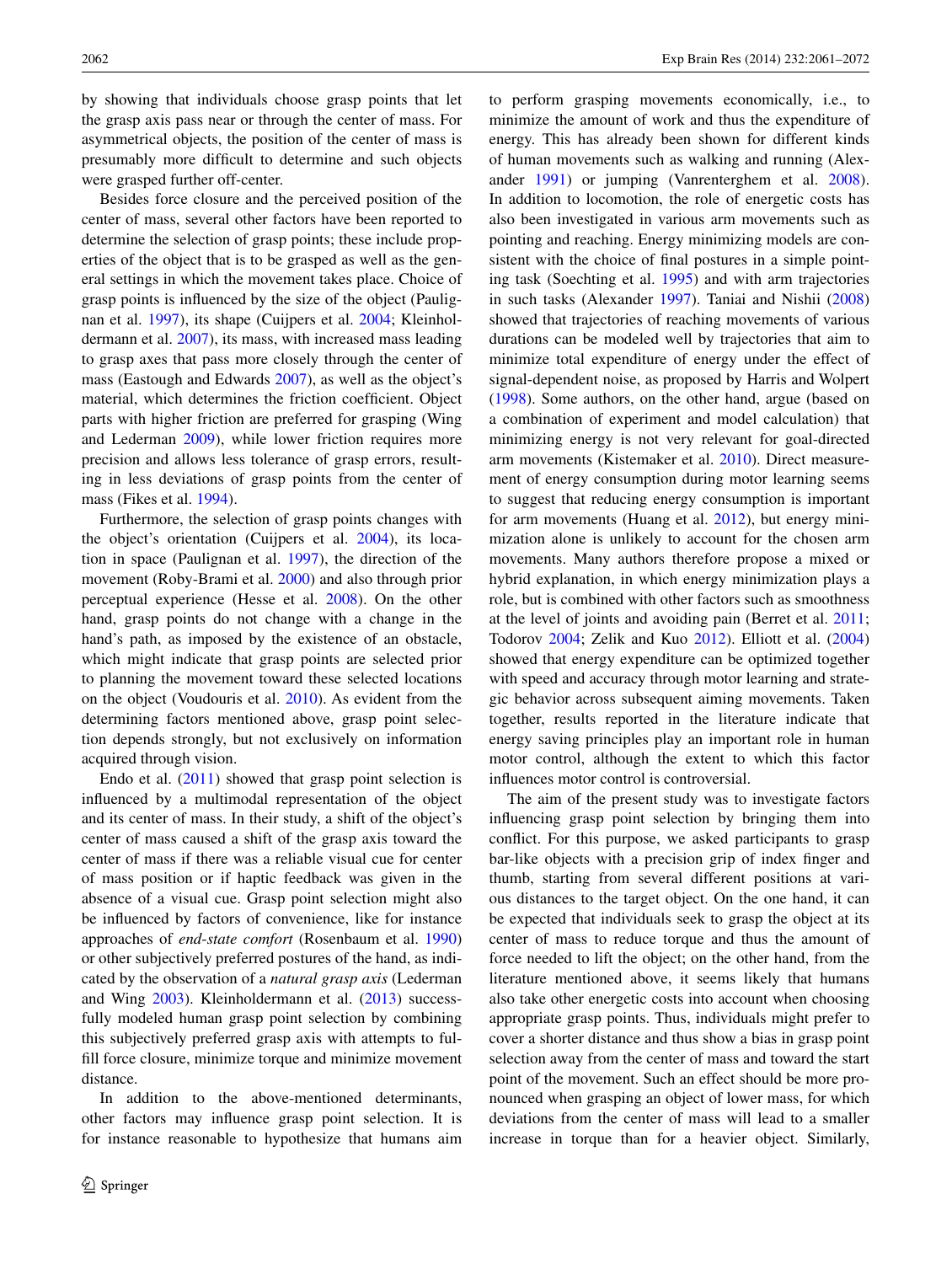by showing that individuals choose grasp points that let the grasp axis pass near or through the center of mass. For asymmetrical objects, the position of the center of mass is presumably more difficult to determine and such objects were grasped further off-center.

Besides force closure and the perceived position of the center of mass, several other factors have been reported to determine the selection of grasp points; these include properties of the object that is to be grasped as well as the general settings in which the movement takes place. Choice of grasp points is influenced by the size of the object (Paulignan et al. 1997), its shape (Cuijpers et al. 2004; Kleinholdermann et al. 2007), its mass, with increased mass leading to grasp axes that pass more closely through the center of mass (Eastough and Edwards 2007), as well as the object's material, which determines the friction coefficient. Object parts with higher friction are preferred for grasping (Wing and Lederman 2009), while lower friction requires more precision and allows less tolerance of grasp errors, resulting in less deviations of grasp points from the center of mass (Fikes et al. 1994).

Furthermore, the selection of grasp points changes with the object's orientation (Cuijpers et al. 2004), its location in space (Paulignan et al. 1997), the direction of the movement (Roby-Brami et al. 2000) and also through prior perceptual experience (Hesse et al. 2008). On the other hand, grasp points do not change with a change in the hand's path, as imposed by the existence of an obstacle, which might indicate that grasp points are selected prior to planning the movement toward these selected locations on the object (Voudouris et al. 2010). As evident from the determining factors mentioned above, grasp point selection depends strongly, but not exclusively on information acquired through vision.

Endo et al. (2011) showed that grasp point selection is influenced by a multimodal representation of the object and its center of mass. In their study, a shift of the object's center of mass caused a shift of the grasp axis toward the center of mass if there was a reliable visual cue for center of mass position or if haptic feedback was given in the absence of a visual cue. Grasp point selection might also be influenced by factors of convenience, like for instance approaches of *end-state comfort* (Rosenbaum et al. 1990) or other subjectively preferred postures of the hand, as indicated by the observation of a *natural grasp axis* (Lederman and Wing 2003). Kleinholdermann et al. (2013) successfully modeled human grasp point selection by combining this subjectively preferred grasp axis with attempts to fulfill force closure, minimize torque and minimize movement distance.

In addition to the above-mentioned determinants, other factors may influence grasp point selection. It is for instance reasonable to hypothesize that humans aim to perform grasping movements economically, i.e., to minimize the amount of work and thus the expenditure of energy. This has already been shown for different kinds of human movements such as walking and running (Alexander 1991) or jumping (Vanrenterghem et al. 2008). In addition to locomotion, the role of energetic costs has also been investigated in various arm movements such as pointing and reaching. Energy minimizing models are consistent with the choice of final postures in a simple pointing task (Soechting et al. 1995) and with arm trajectories in such tasks (Alexander 1997). Taniai and Nishii (2008) showed that trajectories of reaching movements of various durations can be modeled well by trajectories that aim to minimize total expenditure of energy under the effect of signal-dependent noise, as proposed by Harris and Wolpert (1998). Some authors, on the other hand, argue (based on a combination of experiment and model calculation) that minimizing energy is not very relevant for goal-directed arm movements (Kistemaker et al. 2010). Direct measurement of energy consumption during motor learning seems to suggest that reducing energy consumption is important for arm movements (Huang et al. 2012), but energy minimization alone is unlikely to account for the chosen arm movements. Many authors therefore propose a mixed or hybrid explanation, in which energy minimization plays a role, but is combined with other factors such as smoothness at the level of joints and avoiding pain (Berret et al. 2011; Todorov 2004; Zelik and Kuo 2012). Elliott et al. (2004) showed that energy expenditure can be optimized together with speed and accuracy through motor learning and strategic behavior across subsequent aiming movements. Taken together, results reported in the literature indicate that energy saving principles play an important role in human motor control, although the extent to which this factor influences motor control is controversial.

The aim of the present study was to investigate factors influencing grasp point selection by bringing them into conflict. For this purpose, we asked participants to grasp bar-like objects with a precision grip of index finger and thumb, starting from several different positions at various distances to the target object. On the one hand, it can be expected that individuals seek to grasp the object at its center of mass to reduce torque and thus the amount of force needed to lift the object; on the other hand, from the literature mentioned above, it seems likely that humans also take other energetic costs into account when choosing appropriate grasp points. Thus, individuals might prefer to cover a shorter distance and thus show a bias in grasp point selection away from the center of mass and toward the start point of the movement. Such an effect should be more pronounced when grasping an object of lower mass, for which deviations from the center of mass will lead to a smaller increase in torque than for a heavier object. Similarly,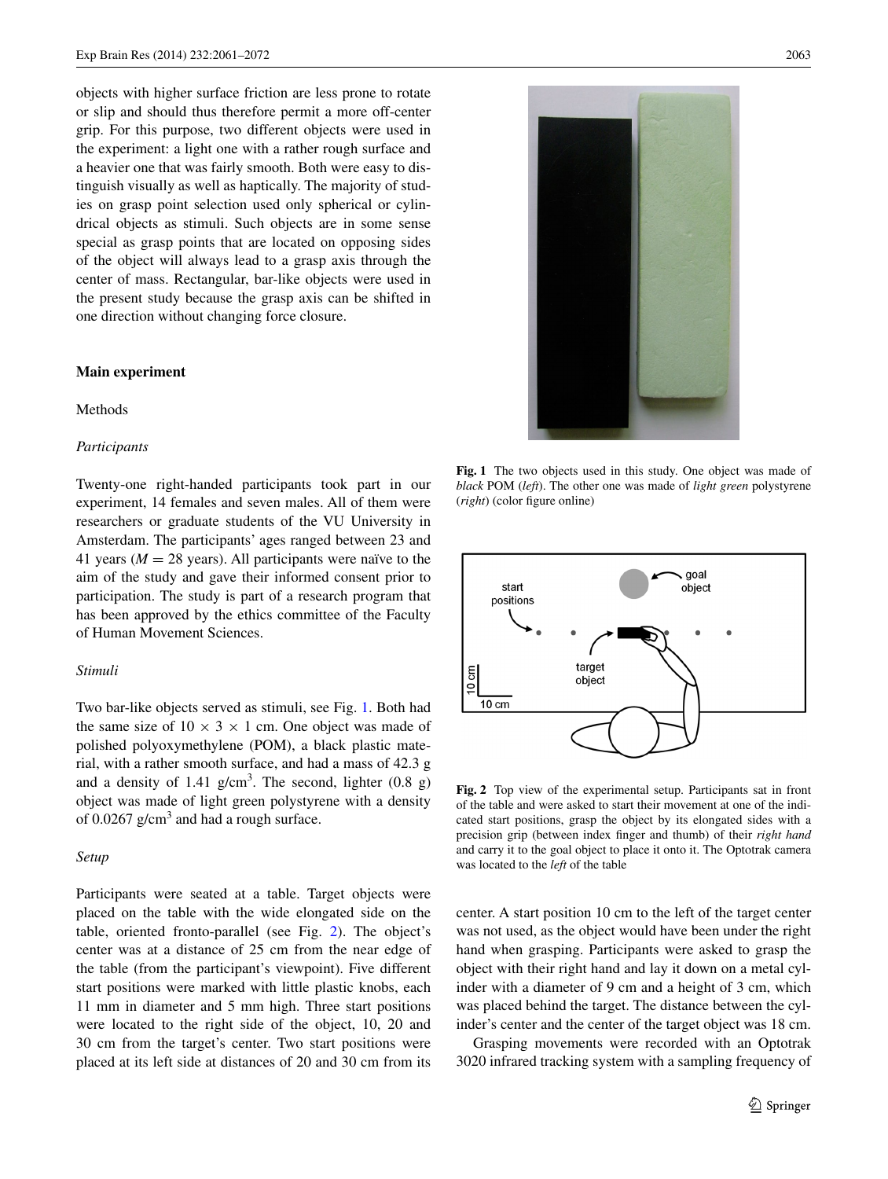objects with higher surface friction are less prone to rotate or slip and should thus therefore permit a more off-center grip. For this purpose, two different objects were used in the experiment: a light one with a rather rough surface and a heavier one that was fairly smooth. Both were easy to distinguish visually as well as haptically. The majority of studies on grasp point selection used only spherical or cylindrical objects as stimuli. Such objects are in some sense special as grasp points that are located on opposing sides of the object will always lead to a grasp axis through the center of mass. Rectangular, bar-like objects were used in the present study because the grasp axis can be shifted in one direction without changing force closure.

## Main experiment

### Methods

#### *Participants*

Twenty-one right-handed participants took part in our experiment, 14 females and seven males. All of them were researchers or graduate students of the VU University in Amsterdam. The participants' ages ranged between 23 and 41 years ($M = 28$ years). All participants were naïve to the aim of the study and gave their informed consent prior to participation. The study is part of a research program that has been approved by the ethics committee of the Faculty of Human Movement Sciences.

#### *Stimuli*

Two bar-like objects served as stimuli, see Fig. 1. Both had the same size of $10 \times 3 \times 1$ cm. One object was made of polished polyoxymethylene (POM), a black plastic material, with a rather smooth surface, and had a mass of 42.3 g and a density of 1.41 g/cm$^3$. The second, lighter (0.8 g) object was made of light green polystyrene with a density of 0.0267 g/cm$^3$ and had a rough surface.

#### *Setup*

Participants were seated at a table. Target objects were placed on the table with the wide elongated side on the table, oriented fronto-parallel (see Fig. 2). The object's center was at a distance of 25 cm from the near edge of the table (from the participant's viewpoint). Five different start positions were marked with little plastic knobs, each 11 mm in diameter and 5 mm high. Three start positions were located to the right side of the object, 10, 20 and 30 cm from the target's center. Two start positions were placed at its left side at distances of 20 and 30 cm from its center. A start position 10 cm to the left of the target center was not used, as the object would have been under the right hand when grasping. Participants were asked to grasp the object with their right hand and lay it down on a metal cylinder with a diameter of 9 cm and a height of 3 cm, which was placed behind the target. The distance between the cylinder's center and the center of the target object was 18 cm.

Grasping movements were recorded with an Optotrak 3020 infrared tracking system with a sampling frequency of

**Fig. 1** The two objects used in this study. One object was made of *black* POM (*left*). The other one was made of *light green* polystyrene (*right*) (color figure online)

**Fig. 2** Top view of the experimental setup. Participants sat in front of the table and were asked to start their movement at one of the indicated start positions, grasp the object by its elongated sides with a precision grip (between index finger and thumb) of their *right hand* and carry it to the goal object to place it onto it. The Optotrak camera was located to the *left* of the table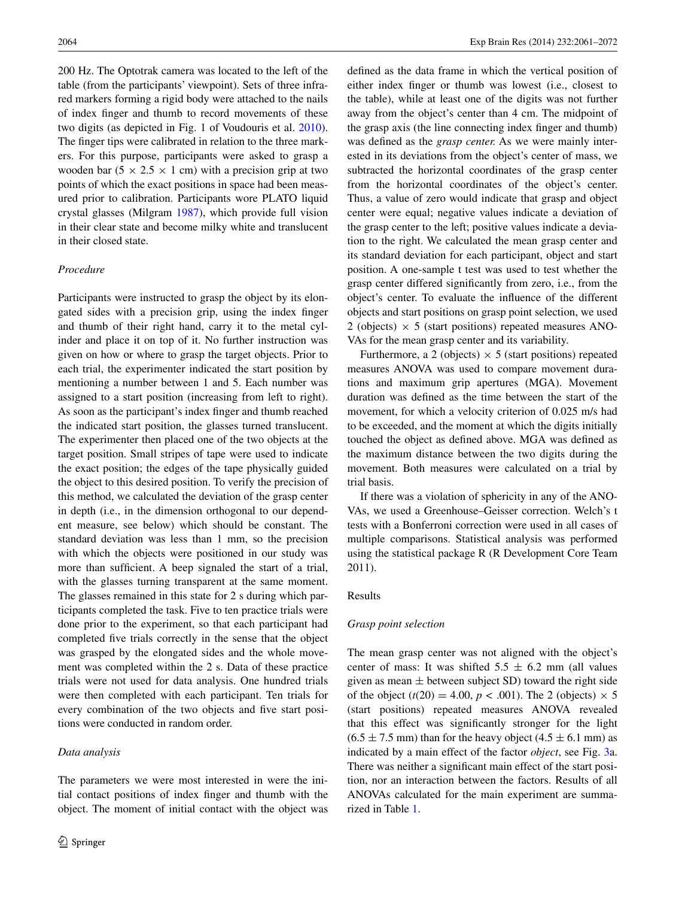200 Hz. The Optotrak camera was located to the left of the table (from the participants' viewpoint). Sets of three infrared markers forming a rigid body were attached to the nails of index finger and thumb to record movements of these two digits (as depicted in Fig. 1 of Voudouris et al. 2010). The finger tips were calibrated in relation to the three markers. For this purpose, participants were asked to grasp a wooden bar (5 × 2.5 × 1 cm) with a precision grip at two points of which the exact positions in space had been measured prior to calibration. Participants wore PLATO liquid crystal glasses (Milgram 1987), which provide full vision in their clear state and become milky white and translucent in their closed state.

### *Procedure*

Participants were instructed to grasp the object by its elongated sides with a precision grip, using the index finger and thumb of their right hand, carry it to the metal cylinder and place it on top of it. No further instruction was given on how or where to grasp the target objects. Prior to each trial, the experimenter indicated the start position by mentioning a number between 1 and 5. Each number was assigned to a start position (increasing from left to right). As soon as the participant's index finger and thumb reached the indicated start position, the glasses turned translucent. The experimenter then placed one of the two objects at the target position. Small stripes of tape were used to indicate the exact position; the edges of the tape physically guided the object to this desired position. To verify the precision of this method, we calculated the deviation of the grasp center in depth (i.e., in the dimension orthogonal to our dependent measure, see below) which should be constant. The standard deviation was less than 1 mm, so the precision with which the objects were positioned in our study was more than sufficient. A beep signaled the start of a trial, with the glasses turning transparent at the same moment. The glasses remained in this state for 2 s during which participants completed the task. Five to ten practice trials were done prior to the experiment, so that each participant had completed five trials correctly in the sense that the object was grasped by the elongated sides and the whole movement was completed within the 2 s. Data of these practice trials were not used for data analysis. One hundred trials were then completed with each participant. Ten trials for every combination of the two objects and five start positions were conducted in random order.

### *Data analysis*

The parameters we were most interested in were the initial contact positions of index finger and thumb with the object. The moment of initial contact with the object was defined as the data frame in which the vertical position of either index finger or thumb was lowest (i.e., closest to the table), while at least one of the digits was not further away from the object's center than 4 cm. The midpoint of the grasp axis (the line connecting index finger and thumb) was defined as the *grasp center.* As we were mainly interested in its deviations from the object's center of mass, we subtracted the horizontal coordinates of the grasp center from the horizontal coordinates of the object's center. Thus, a value of zero would indicate that grasp and object center were equal; negative values indicate a deviation of the grasp center to the left; positive values indicate a deviation to the right. We calculated the mean grasp center and its standard deviation for each participant, object and start position. A one-sample t test was used to test whether the grasp center differed significantly from zero, i.e., from the object's center. To evaluate the influence of the different objects and start positions on grasp point selection, we used 2 (objects) × 5 (start positions) repeated measures ANOVAs for the mean grasp center and its variability.

Furthermore, a 2 (objects) × 5 (start positions) repeated measures ANOVA was used to compare movement durations and maximum grip apertures (MGA). Movement duration was defined as the time between the start of the movement, for which a velocity criterion of 0.025 m/s had to be exceeded, and the moment at which the digits initially touched the object as defined above. MGA was defined as the maximum distance between the two digits during the movement. Both measures were calculated on a trial by trial basis.

If there was a violation of sphericity in any of the ANOVAs, we used a Greenhouse–Geisser correction. Welch's t tests with a Bonferroni correction were used in all cases of multiple comparisons. Statistical analysis was performed using the statistical package R (R Development Core Team 2011).

## Results

### *Grasp point selection*

The mean grasp center was not aligned with the object's center of mass: It was shifted 5.5 ± 6.2 mm (all values given as mean ± between subject SD) toward the right side of the object ($t(20) = 4.00$, $p < .001$). The 2 (objects) × 5 (start positions) repeated measures ANOVA revealed that this effect was significantly stronger for the light (6.5 ± 7.5 mm) than for the heavy object (4.5 ± 6.1 mm) as indicated by a main effect of the factor *object*, see Fig. 3a. There was neither a significant main effect of the start position, nor an interaction between the factors. Results of all ANOVAs calculated for the main experiment are summarized in Table 1.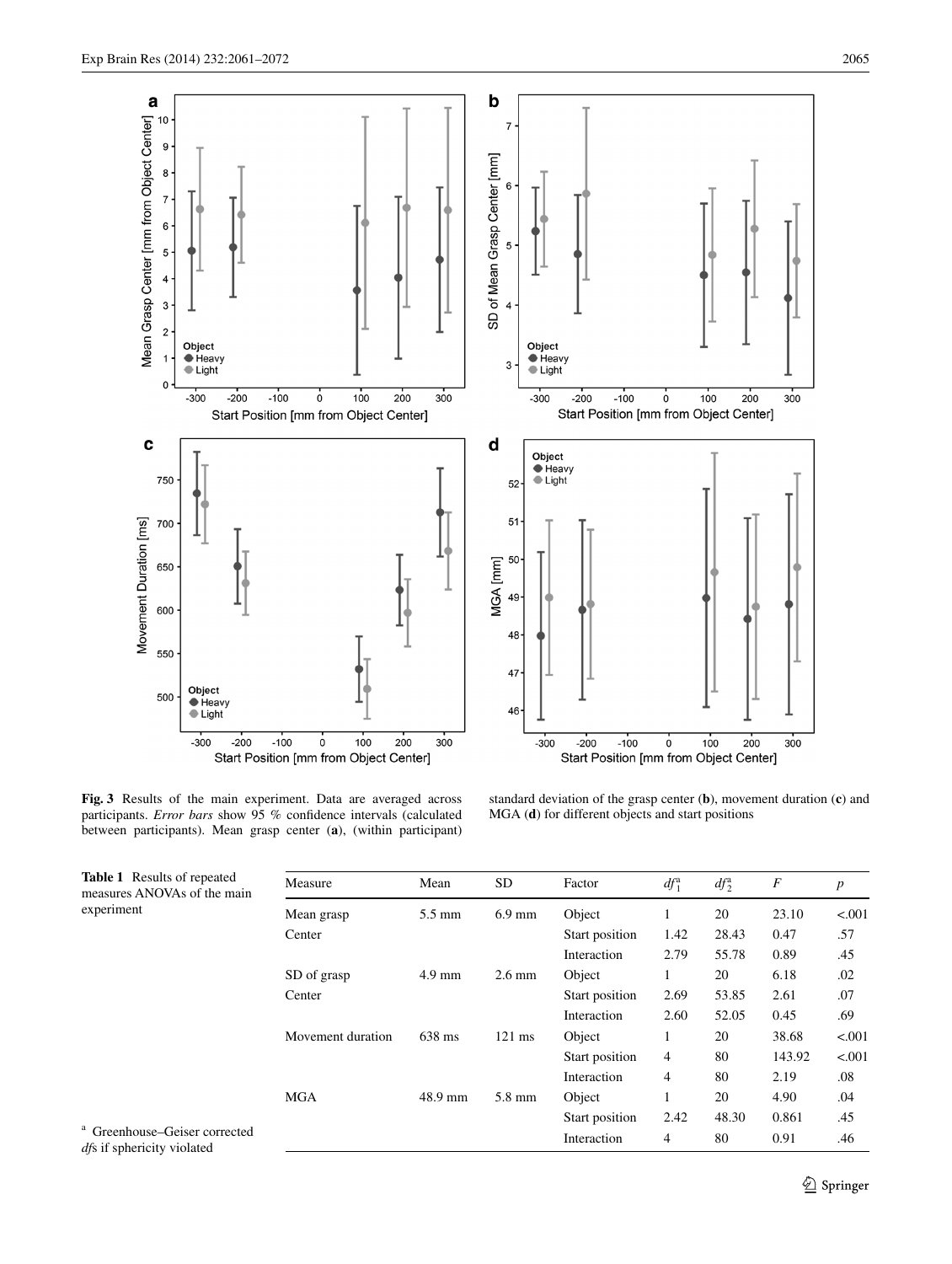**Fig. 3** Results of the main experiment. Data are averaged across participants. *Error bars* show 95 % confidence intervals (calculated between participants). Mean grasp center (**a**), (within participant) standard deviation of the grasp center (**b**), movement duration (**c**) and MGA (**d**) for different objects and start positions

**Table 1** Results of repeated measures ANOVAs of the main experiment

| Measure | Mean | SD | Factor | $df_1^a$ | $df_2^a$ | $F$ | $p$ |
|---|---|---|---|---|---|---|---|
| Mean grasp | 5.5 mm | 6.9 mm | Object | 1 | 20 | 23.10 | <.001 |
| Center | | | Start position | 1.42 | 28.43 | 0.47 | .57 |
| | | | Interaction | 2.79 | 55.78 | 0.89 | .45 |
| SD of grasp | 4.9 mm | 2.6 mm | Object | 1 | 20 | 6.18 | .02 |
| Center | | | Start position | 2.69 | 53.85 | 2.61 | .07 |
| | | | Interaction | 2.60 | 52.05 | 0.45 | .69 |
| Movement duration | 638 ms | 121 ms | Object | 1 | 20 | 38.68 | <.001 |
| | | | Start position | 4 | 80 | 143.92 | <.001 |
| | | | Interaction | 4 | 80 | 2.19 | .08 |
| MGA | 48.9 mm | 5.8 mm | Object | 1 | 20 | 4.90 | .04 |
| | | | Start position | 2.42 | 48.30 | 0.861 | .45 |
| | | | Interaction | 4 | 80 | 0.91 | .46 |

[a] Greenhouse–Geiser corrected *df*s if sphericity violated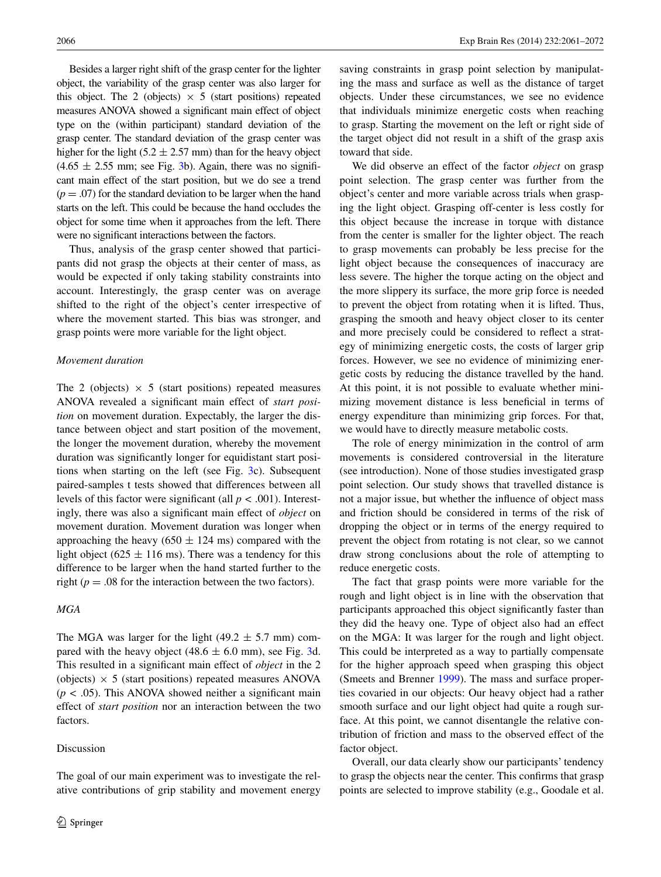Besides a larger right shift of the grasp center for the lighter object, the variability of the grasp center was also larger for this object. The 2 (objects) $\times$ 5 (start positions) repeated measures ANOVA showed a significant main effect of object type on the (within participant) standard deviation of the grasp center. The standard deviation of the grasp center was higher for the light ($5.2 \pm 2.57$ mm) than for the heavy object ($4.65 \pm 2.55$ mm; see Fig. 3b). Again, there was no significant main effect of the start position, but we do see a trend ($p = .07$) for the standard deviation to be larger when the hand starts on the left. This could be because the hand occludes the object for some time when it approaches from the left. There were no significant interactions between the factors.

Thus, analysis of the grasp center showed that participants did not grasp the objects at their center of mass, as would be expected if only taking stability constraints into account. Interestingly, the grasp center was on average shifted to the right of the object's center irrespective of where the movement started. This bias was stronger, and grasp points were more variable for the light object.

### *Movement duration*

The 2 (objects) $\times$ 5 (start positions) repeated measures ANOVA revealed a significant main effect of *start position* on movement duration. Expectably, the larger the distance between object and start position of the movement, the longer the movement duration, whereby the movement duration was significantly longer for equidistant start positions when starting on the left (see Fig. 3c). Subsequent paired-samples t tests showed that differences between all levels of this factor were significant (all $p < .001$). Interestingly, there was also a significant main effect of *object* on movement duration. Movement duration was longer when approaching the heavy ($650 \pm 124$ ms) compared with the light object ($625 \pm 116$ ms). There was a tendency for this difference to be larger when the hand started further to the right ($p = .08$ for the interaction between the two factors).

### *MGA*

The MGA was larger for the light ($49.2 \pm 5.7$ mm) compared with the heavy object ($48.6 \pm 6.0$ mm), see Fig. 3d. This resulted in a significant main effect of *object* in the 2 (objects) $\times$ 5 (start positions) repeated measures ANOVA ($p < .05$). This ANOVA showed neither a significant main effect of *start position* nor an interaction between the two factors.

## Discussion

The goal of our main experiment was to investigate the relative contributions of grip stability and movement energy saving constraints in grasp point selection by manipulating the mass and surface as well as the distance of target objects. Under these circumstances, we see no evidence that individuals minimize energetic costs when reaching to grasp. Starting the movement on the left or right side of the target object did not result in a shift of the grasp axis toward that side.

We did observe an effect of the factor *object* on grasp point selection. The grasp center was further from the object's center and more variable across trials when grasping the light object. Grasping off-center is less costly for this object because the increase in torque with distance from the center is smaller for the lighter object. The reach to grasp movements can probably be less precise for the light object because the consequences of inaccuracy are less severe. The higher the torque acting on the object and the more slippery its surface, the more grip force is needed to prevent the object from rotating when it is lifted. Thus, grasping the smooth and heavy object closer to its center and more precisely could be considered to reflect a strategy of minimizing energetic costs, the costs of larger grip forces. However, we see no evidence of minimizing energetic costs by reducing the distance travelled by the hand. At this point, it is not possible to evaluate whether minimizing movement distance is less beneficial in terms of energy expenditure than minimizing grip forces. For that, we would have to directly measure metabolic costs.

The role of energy minimization in the control of arm movements is considered controversial in the literature (see introduction). None of those studies investigated grasp point selection. Our study shows that travelled distance is not a major issue, but whether the influence of object mass and friction should be considered in terms of the risk of dropping the object or in terms of the energy required to prevent the object from rotating is not clear, so we cannot draw strong conclusions about the role of attempting to reduce energetic costs.

The fact that grasp points were more variable for the rough and light object is in line with the observation that participants approached this object significantly faster than they did the heavy one. Type of object also had an effect on the MGA: It was larger for the rough and light object. This could be interpreted as a way to partially compensate for the higher approach speed when grasping this object (Smeets and Brenner 1999). The mass and surface properties covaried in our objects: Our heavy object had a rather smooth surface and our light object had quite a rough surface. At this point, we cannot disentangle the relative contribution of friction and mass to the observed effect of the factor object.

Overall, our data clearly show our participants' tendency to grasp the objects near the center. This confirms that grasp points are selected to improve stability (e.g., Goodale et al.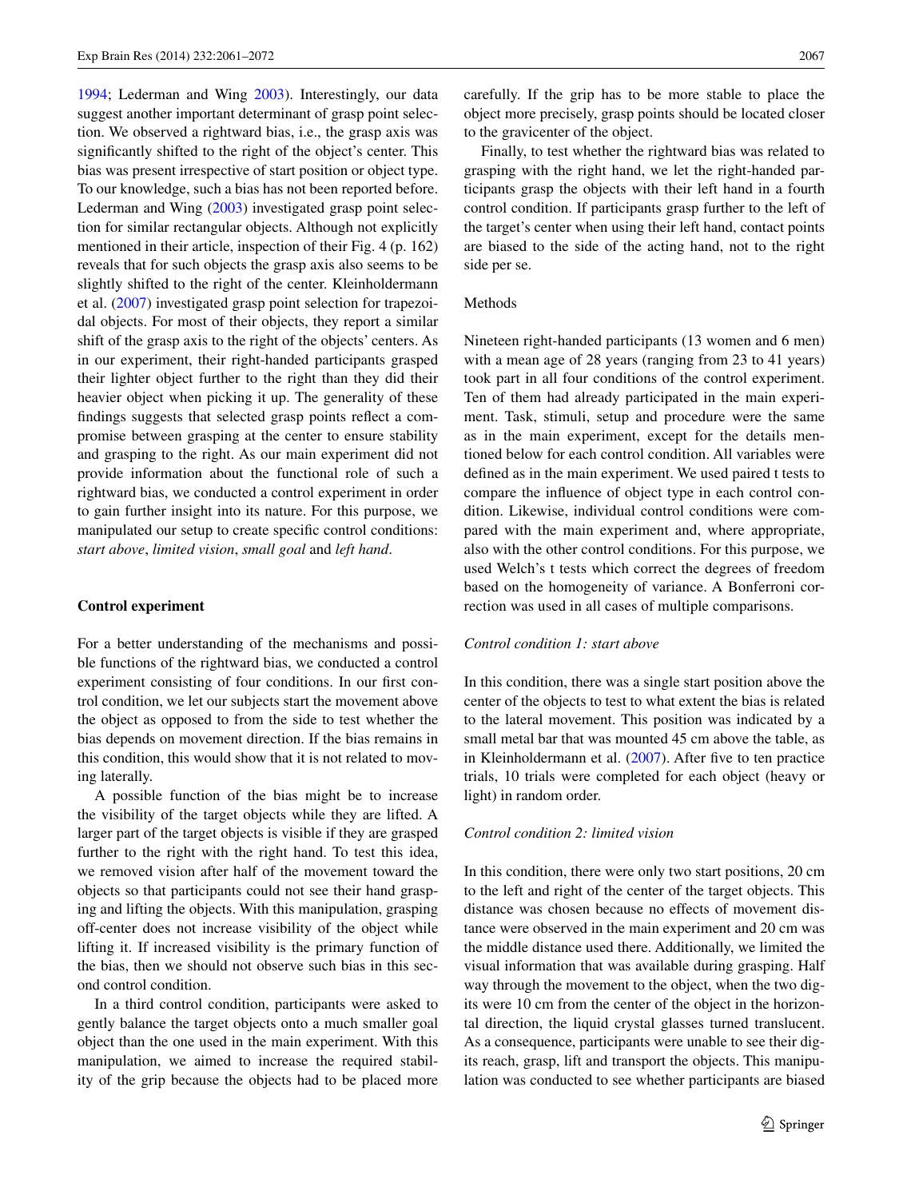1994; Lederman and Wing 2003). Interestingly, our data suggest another important determinant of grasp point selection. We observed a rightward bias, i.e., the grasp axis was significantly shifted to the right of the object's center. This bias was present irrespective of start position or object type. To our knowledge, such a bias has not been reported before. Lederman and Wing (2003) investigated grasp point selection for similar rectangular objects. Although not explicitly mentioned in their article, inspection of their Fig. 4 (p. 162) reveals that for such objects the grasp axis also seems to be slightly shifted to the right of the center. Kleinholdermann et al. (2007) investigated grasp point selection for trapezoidal objects. For most of their objects, they report a similar shift of the grasp axis to the right of the objects' centers. As in our experiment, their right-handed participants grasped their lighter object further to the right than they did their heavier object when picking it up. The generality of these findings suggests that selected grasp points reflect a compromise between grasping at the center to ensure stability and grasping to the right. As our main experiment did not provide information about the functional role of such a rightward bias, we conducted a control experiment in order to gain further insight into its nature. For this purpose, we manipulated our setup to create specific control conditions: *start above*, *limited vision*, *small goal* and *left hand*.

## Control experiment

For a better understanding of the mechanisms and possible functions of the rightward bias, we conducted a control experiment consisting of four conditions. In our first control condition, we let our subjects start the movement above the object as opposed to from the side to test whether the bias depends on movement direction. If the bias remains in this condition, this would show that it is not related to moving laterally.

A possible function of the bias might be to increase the visibility of the target objects while they are lifted. A larger part of the target objects is visible if they are grasped further to the right with the right hand. To test this idea, we removed vision after half of the movement toward the objects so that participants could not see their hand grasping and lifting the objects. With this manipulation, grasping off-center does not increase visibility of the object while lifting it. If increased visibility is the primary function of the bias, then we should not observe such bias in this second control condition.

In a third control condition, participants were asked to gently balance the target objects onto a much smaller goal object than the one used in the main experiment. With this manipulation, we aimed to increase the required stability of the grip because the objects had to be placed more carefully. If the grip has to be more stable to place the object more precisely, grasp points should be located closer to the gravicenter of the object.

Finally, to test whether the rightward bias was related to grasping with the right hand, we let the right-handed participants grasp the objects with their left hand in a fourth control condition. If participants grasp further to the left of the target's center when using their left hand, contact points are biased to the side of the acting hand, not to the right side per se.

### Methods

Nineteen right-handed participants (13 women and 6 men) with a mean age of 28 years (ranging from 23 to 41 years) took part in all four conditions of the control experiment. Ten of them had already participated in the main experiment. Task, stimuli, setup and procedure were the same as in the main experiment, except for the details mentioned below for each control condition. All variables were defined as in the main experiment. We used paired t tests to compare the influence of object type in each control condition. Likewise, individual control conditions were compared with the main experiment and, where appropriate, also with the other control conditions. For this purpose, we used Welch's t tests which correct the degrees of freedom based on the homogeneity of variance. A Bonferroni correction was used in all cases of multiple comparisons.

#### *Control condition 1: start above*

In this condition, there was a single start position above the center of the objects to test to what extent the bias is related to the lateral movement. This position was indicated by a small metal bar that was mounted 45 cm above the table, as in Kleinholdermann et al. (2007). After five to ten practice trials, 10 trials were completed for each object (heavy or light) in random order.

#### *Control condition 2: limited vision*

In this condition, there were only two start positions, 20 cm to the left and right of the center of the target objects. This distance was chosen because no effects of movement distance were observed in the main experiment and 20 cm was the middle distance used there. Additionally, we limited the visual information that was available during grasping. Half way through the movement to the object, when the two digits were 10 cm from the center of the object in the horizontal direction, the liquid crystal glasses turned translucent. As a consequence, participants were unable to see their digits reach, grasp, lift and transport the objects. This manipulation was conducted to see whether participants are biased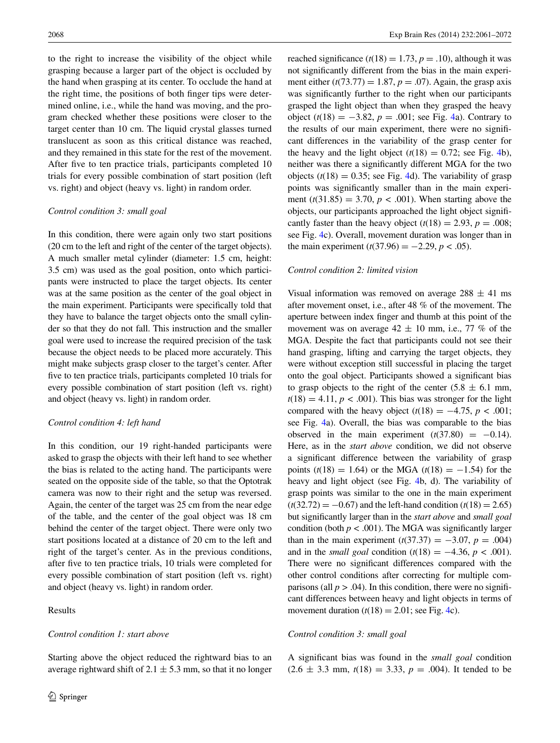to the right to increase the visibility of the object while grasping because a larger part of the object is occluded by the hand when grasping at its center. To occlude the hand at the right time, the positions of both finger tips were determined online, i.e., while the hand was moving, and the program checked whether these positions were closer to the target center than 10 cm. The liquid crystal glasses turned translucent as soon as this critical distance was reached, and they remained in this state for the rest of the movement. After five to ten practice trials, participants completed 10 trials for every possible combination of start position (left vs. right) and object (heavy vs. light) in random order.

*Control condition 3: small goal*

In this condition, there were again only two start positions (20 cm to the left and right of the center of the target objects). A much smaller metal cylinder (diameter: 1.5 cm, height: 3.5 cm) was used as the goal position, onto which participants were instructed to place the target objects. Its center was at the same position as the center of the goal object in the main experiment. Participants were specifically told that they have to balance the target objects onto the small cylinder so that they do not fall. This instruction and the smaller goal were used to increase the required precision of the task because the object needs to be placed more accurately. This might make subjects grasp closer to the target's center. After five to ten practice trials, participants completed 10 trials for every possible combination of start position (left vs. right) and object (heavy vs. light) in random order.

*Control condition 4: left hand*

In this condition, our 19 right-handed participants were asked to grasp the objects with their left hand to see whether the bias is related to the acting hand. The participants were seated on the opposite side of the table, so that the Optotrak camera was now to their right and the setup was reversed. Again, the center of the target was 25 cm from the near edge of the table, and the center of the goal object was 18 cm behind the center of the target object. There were only two start positions located at a distance of 20 cm to the left and right of the target's center. As in the previous conditions, after five to ten practice trials, 10 trials were completed for every possible combination of start position (left vs. right) and object (heavy vs. light) in random order.

Results

*Control condition 1: start above*

Starting above the object reduced the rightward bias to an average rightward shift of 2.1 ± 5.3 mm, so that it no longer reached significance ($t(18) = 1.73$, $p = .10$), although it was not significantly different from the bias in the main experiment either ($t(73.77) = 1.87$, $p = .07$). Again, the grasp axis was significantly further to the right when our participants grasped the light object than when they grasped the heavy object ($t(18) = -3.82$, $p = .001$; see Fig. 4a). Contrary to the results of our main experiment, there were no significant differences in the variability of the grasp center for the heavy and the light object ($t(18) = 0.72$; see Fig. 4b), neither was there a significantly different MGA for the two objects ($t(18) = 0.35$; see Fig. 4d). The variability of grasp points was significantly smaller than in the main experiment ($t(31.85) = 3.70$, $p < .001$). When starting above the objects, our participants approached the light object significantly faster than the heavy object ($t(18) = 2.93$, $p = .008$; see Fig. 4c). Overall, movement duration was longer than in the main experiment ($t(37.96) = -2.29$, $p < .05$).

*Control condition 2: limited vision*

Visual information was removed on average 288 ± 41 ms after movement onset, i.e., after 48 % of the movement. The aperture between index finger and thumb at this point of the movement was on average 42 ± 10 mm, i.e., 77 % of the MGA. Despite the fact that participants could not see their hand grasping, lifting and carrying the target objects, they were without exception still successful in placing the target onto the goal object. Participants showed a significant bias to grasp objects to the right of the center (5.8 ± 6.1 mm, $t(18) = 4.11$, $p < .001$). This bias was stronger for the light compared with the heavy object ($t(18) = -4.75$, $p < .001$; see Fig. 4a). Overall, the bias was comparable to the bias observed in the main experiment ($t(37.80) = -0.14$). Here, as in the *start above* condition, we did not observe a significant difference between the variability of grasp points ($t(18) = 1.64$) or the MGA ($t(18) = -1.54$) for the heavy and light object (see Fig. 4b, d). The variability of grasp points was similar to the one in the main experiment ($t(32.72) = -0.67$) and the left-hand condition ($t(18) = 2.65$) but significantly larger than in the *start above* and *small goal* condition (both $p < .001$). The MGA was significantly larger than in the main experiment ($t(37.37) = -3.07$, $p = .004$) and in the *small goal* condition ($t(18) = -4.36$, $p < .001$). There were no significant differences compared with the other control conditions after correcting for multiple comparisons (all $p > .04$). In this condition, there were no significant differences between heavy and light objects in terms of movement duration ($t(18) = 2.01$; see Fig. 4c).

*Control condition 3: small goal*

A significant bias was found in the *small goal* condition (2.6 ± 3.3 mm, $t(18) = 3.33$, $p = .004$). It tended to be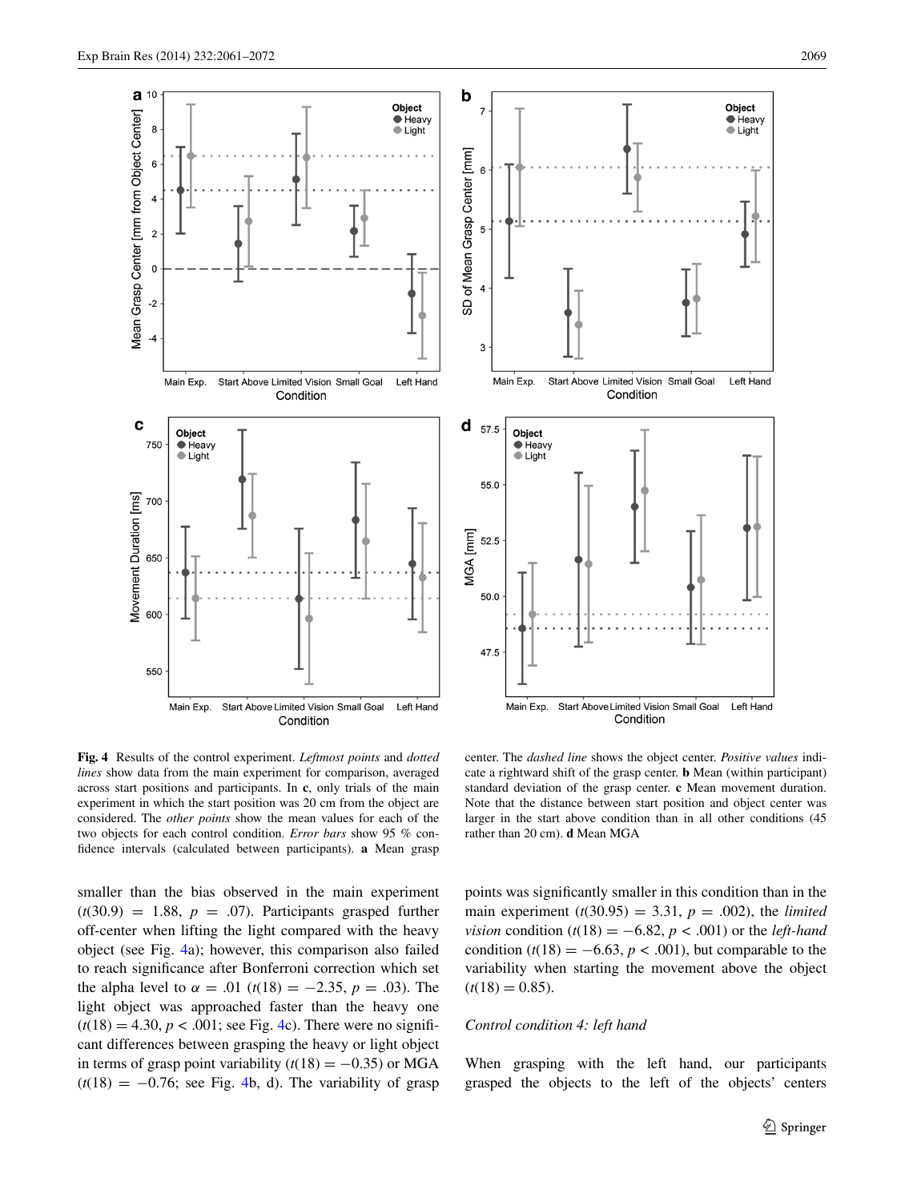**Fig. 4** Results of the control experiment. *Leftmost points* and *dotted lines* show data from the main experiment for comparison, averaged across start positions and participants. In **c**, only trials of the main experiment in which the start position was 20 cm from the object are considered. The *other points* show the mean values for each of the two objects for each control condition. *Error bars* show 95 % confidence intervals (calculated between participants). **a** Mean grasp center. The *dashed line* shows the object center. *Positive values* indicate a rightward shift of the grasp center. **b** Mean (within participant) standard deviation of the grasp center. **c** Mean movement duration. Note that the distance between start position and object center was larger in the start above condition than in all other conditions (45 rather than 20 cm). **d** Mean MGA

smaller than the bias observed in the main experiment ($t(30.9) = 1.88$, $p = .07$). Participants grasped further off-center when lifting the light compared with the heavy object (see Fig. 4a); however, this comparison also failed to reach significance after Bonferroni correction which set the alpha level to $\alpha = .01$ ($t(18) = -2.35$, $p = .03$). The light object was approached faster than the heavy one ($t(18) = 4.30$, $p < .001$; see Fig. 4c). There were no significant differences between grasping the heavy or light object in terms of grasp point variability ($t(18) = -0.35$) or MGA ($t(18) = -0.76$; see Fig. 4b, d). The variability of grasp points was significantly smaller in this condition than in the main experiment ($t(30.95) = 3.31$, $p = .002$), the *limited vision* condition ($t(18) = -6.82$, $p < .001$) or the *left-hand* condition ($t(18) = -6.63$, $p < .001$), but comparable to the variability when starting the movement above the object ($t(18) = 0.85$).

### *Control condition 4: left hand*

When grasping with the left hand, our participants grasped the objects to the left of the objects' centers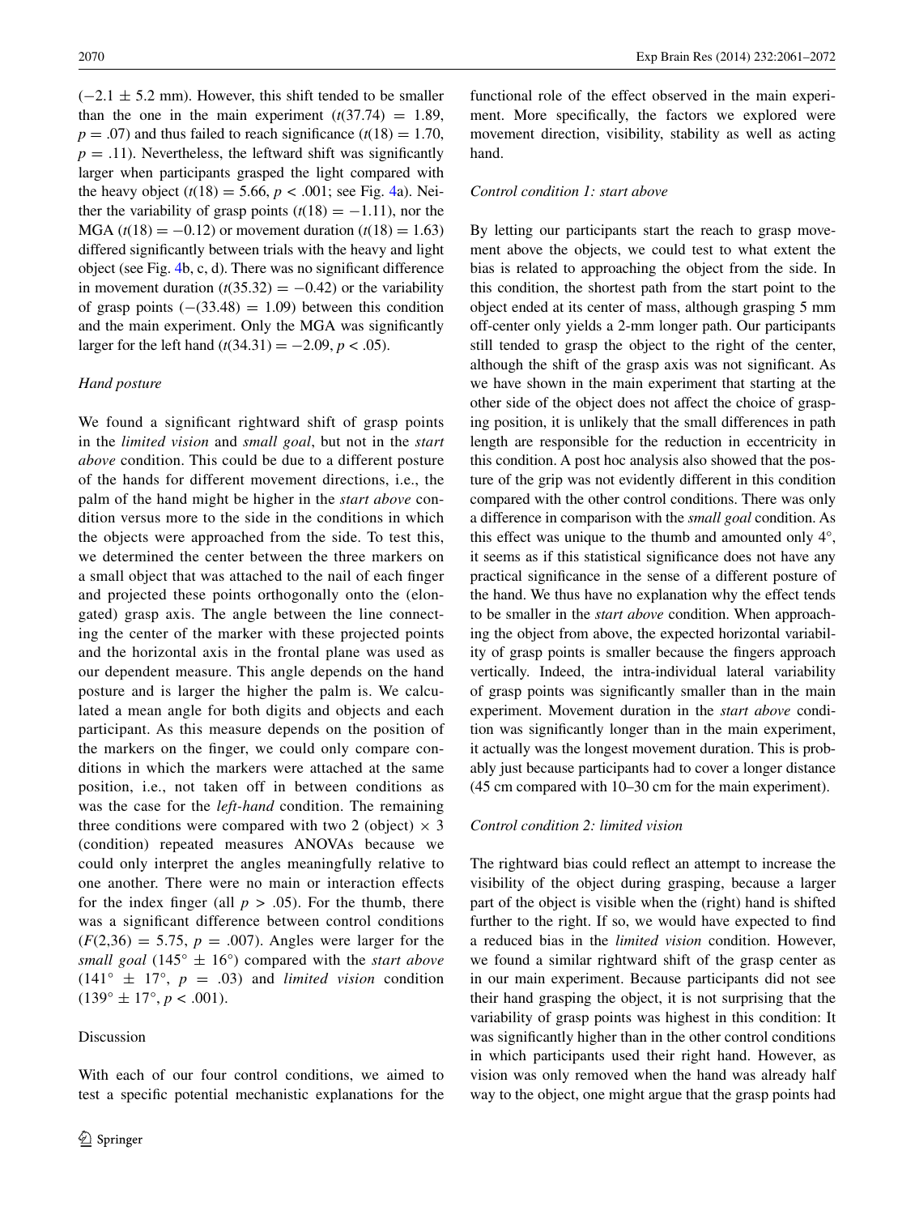($-2.1 \pm 5.2$ mm). However, this shift tended to be smaller than the one in the main experiment ($t(37.74) = 1.89$, $p = .07$) and thus failed to reach significance ($t(18) = 1.70$, $p = .11$). Nevertheless, the leftward shift was significantly larger when participants grasped the light compared with the heavy object ($t(18) = 5.66$, $p < .001$; see Fig. 4a). Neither the variability of grasp points ($t(18) = -1.11$), nor the MGA ($t(18) = -0.12$) or movement duration ($t(18) = 1.63$) differed significantly between trials with the heavy and light object (see Fig. 4b, c, d). There was no significant difference in movement duration ($t(35.32) = -0.42$) or the variability of grasp points ($-(33.48) = 1.09$) between this condition and the main experiment. Only the MGA was significantly larger for the left hand ($t(34.31) = -2.09$, $p < .05$).

### *Hand posture*

We found a significant rightward shift of grasp points in the *limited vision* and *small goal*, but not in the *start above* condition. This could be due to a different posture of the hands for different movement directions, i.e., the palm of the hand might be higher in the *start above* condition versus more to the side in the conditions in which the objects were approached from the side. To test this, we determined the center between the three markers on a small object that was attached to the nail of each finger and projected these points orthogonally onto the (elongated) grasp axis. The angle between the line connecting the center of the marker with these projected points and the horizontal axis in the frontal plane was used as our dependent measure. This angle depends on the hand posture and is larger the higher the palm is. We calculated a mean angle for both digits and objects and each participant. As this measure depends on the position of the markers on the finger, we could only compare conditions in which the markers were attached at the same position, i.e., not taken off in between conditions as was the case for the *left-hand* condition. The remaining three conditions were compared with two 2 (object) $\times$ 3 (condition) repeated measures ANOVAs because we could only interpret the angles meaningfully relative to one another. There were no main or interaction effects for the index finger (all $p > .05$). For the thumb, there was a significant difference between control conditions ($F(2,36) = 5.75$, $p = .007$). Angles were larger for the *small goal* ($145° \pm 16°$) compared with the *start above* ($141° \pm 17°$, $p = .03$) and *limited vision* condition ($139° \pm 17°$, $p < .001$).

## Discussion

With each of our four control conditions, we aimed to test a specific potential mechanistic explanations for the functional role of the effect observed in the main experiment. More specifically, the factors we explored were movement direction, visibility, stability as well as acting hand.

### *Control condition 1: start above*

By letting our participants start the reach to grasp movement above the objects, we could test to what extent the bias is related to approaching the object from the side. In this condition, the shortest path from the start point to the object ended at its center of mass, although grasping 5 mm off-center only yields a 2-mm longer path. Our participants still tended to grasp the object to the right of the center, although the shift of the grasp axis was not significant. As we have shown in the main experiment that starting at the other side of the object does not affect the choice of grasping position, it is unlikely that the small differences in path length are responsible for the reduction in eccentricity in this condition. A post hoc analysis also showed that the posture of the grip was not evidently different in this condition compared with the other control conditions. There was only a difference in comparison with the *small goal* condition. As this effect was unique to the thumb and amounted only 4°, it seems as if this statistical significance does not have any practical significance in the sense of a different posture of the hand. We thus have no explanation why the effect tends to be smaller in the *start above* condition. When approaching the object from above, the expected horizontal variability of grasp points is smaller because the fingers approach vertically. Indeed, the intra-individual lateral variability of grasp points was significantly smaller than in the main experiment. Movement duration in the *start above* condition was significantly longer than in the main experiment, it actually was the longest movement duration. This is probably just because participants had to cover a longer distance (45 cm compared with 10–30 cm for the main experiment).

### *Control condition 2: limited vision*

The rightward bias could reflect an attempt to increase the visibility of the object during grasping, because a larger part of the object is visible when the (right) hand is shifted further to the right. If so, we would have expected to find a reduced bias in the *limited vision* condition. However, we found a similar rightward shift of the grasp center as in our main experiment. Because participants did not see their hand grasping the object, it is not surprising that the variability of grasp points was highest in this condition: It was significantly higher than in the other control conditions in which participants used their right hand. However, as vision was only removed when the hand was already half way to the object, one might argue that the grasp points had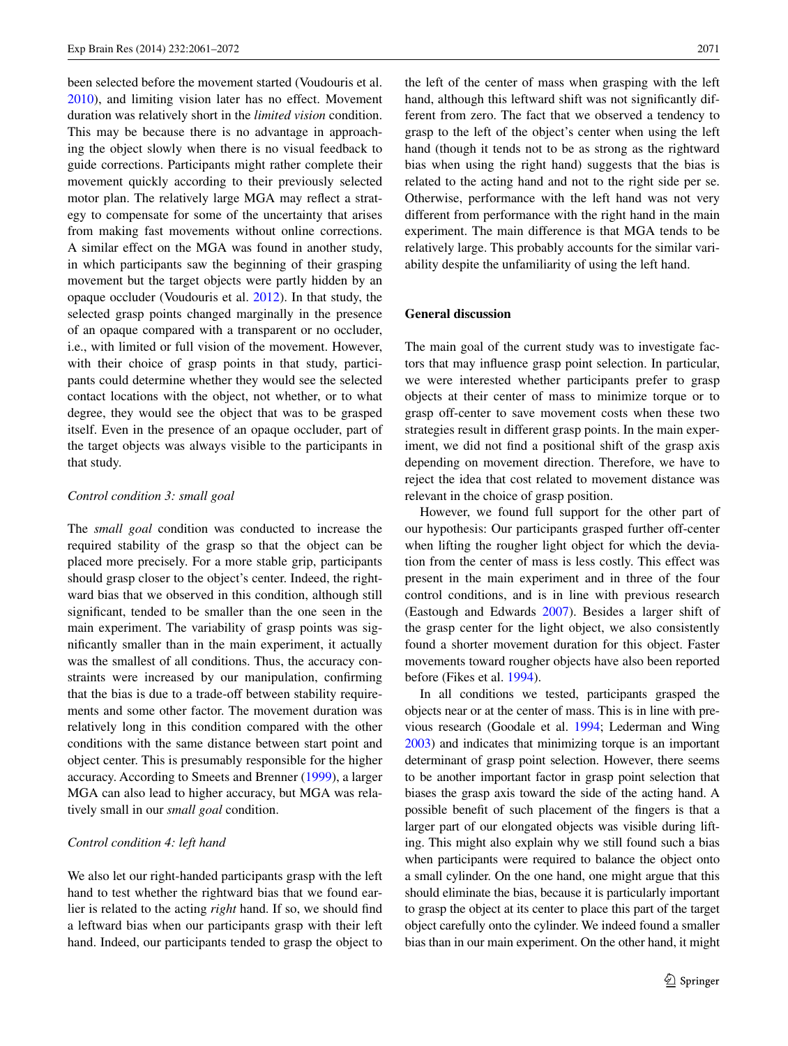been selected before the movement started (Voudouris et al. 2010), and limiting vision later has no effect. Movement duration was relatively short in the *limited vision* condition. This may be because there is no advantage in approaching the object slowly when there is no visual feedback to guide corrections. Participants might rather complete their movement quickly according to their previously selected motor plan. The relatively large MGA may reflect a strategy to compensate for some of the uncertainty that arises from making fast movements without online corrections. A similar effect on the MGA was found in another study, in which participants saw the beginning of their grasping movement but the target objects were partly hidden by an opaque occluder (Voudouris et al. 2012). In that study, the selected grasp points changed marginally in the presence of an opaque compared with a transparent or no occluder, i.e., with limited or full vision of the movement. However, with their choice of grasp points in that study, participants could determine whether they would see the selected contact locations with the object, not whether, or to what degree, they would see the object that was to be grasped itself. Even in the presence of an opaque occluder, part of the target objects was always visible to the participants in that study.

*Control condition 3: small goal*

The *small goal* condition was conducted to increase the required stability of the grasp so that the object can be placed more precisely. For a more stable grip, participants should grasp closer to the object's center. Indeed, the rightward bias that we observed in this condition, although still significant, tended to be smaller than the one seen in the main experiment. The variability of grasp points was significantly smaller than in the main experiment, it actually was the smallest of all conditions. Thus, the accuracy constraints were increased by our manipulation, confirming that the bias is due to a trade-off between stability requirements and some other factor. The movement duration was relatively long in this condition compared with the other conditions with the same distance between start point and object center. This is presumably responsible for the higher accuracy. According to Smeets and Brenner (1999), a larger MGA can also lead to higher accuracy, but MGA was relatively small in our *small goal* condition.

*Control condition 4: left hand*

We also let our right-handed participants grasp with the left hand to test whether the rightward bias that we found earlier is related to the acting *right* hand. If so, we should find a leftward bias when our participants grasp with their left hand. Indeed, our participants tended to grasp the object to the left of the center of mass when grasping with the left hand, although this leftward shift was not significantly different from zero. The fact that we observed a tendency to grasp to the left of the object's center when using the left hand (though it tends not to be as strong as the rightward bias when using the right hand) suggests that the bias is related to the acting hand and not to the right side per se. Otherwise, performance with the left hand was not very different from performance with the right hand in the main experiment. The main difference is that MGA tends to be relatively large. This probably accounts for the similar variability despite the unfamiliarity of using the left hand.

## General discussion

The main goal of the current study was to investigate factors that may influence grasp point selection. In particular, we were interested whether participants prefer to grasp objects at their center of mass to minimize torque or to grasp off-center to save movement costs when these two strategies result in different grasp points. In the main experiment, we did not find a positional shift of the grasp axis depending on movement direction. Therefore, we have to reject the idea that cost related to movement distance was relevant in the choice of grasp position.

However, we found full support for the other part of our hypothesis: Our participants grasped further off-center when lifting the rougher light object for which the deviation from the center of mass is less costly. This effect was present in the main experiment and in three of the four control conditions, and is in line with previous research (Eastough and Edwards 2007). Besides a larger shift of the grasp center for the light object, we also consistently found a shorter movement duration for this object. Faster movements toward rougher objects have also been reported before (Fikes et al. 1994).

In all conditions we tested, participants grasped the objects near or at the center of mass. This is in line with previous research (Goodale et al. 1994; Lederman and Wing 2003) and indicates that minimizing torque is an important determinant of grasp point selection. However, there seems to be another important factor in grasp point selection that biases the grasp axis toward the side of the acting hand. A possible benefit of such placement of the fingers is that a larger part of our elongated objects was visible during lifting. This might also explain why we still found such a bias when participants were required to balance the object onto a small cylinder. On the one hand, one might argue that this should eliminate the bias, because it is particularly important to grasp the object at its center to place this part of the target object carefully onto the cylinder. We indeed found a smaller bias than in our main experiment. On the other hand, it might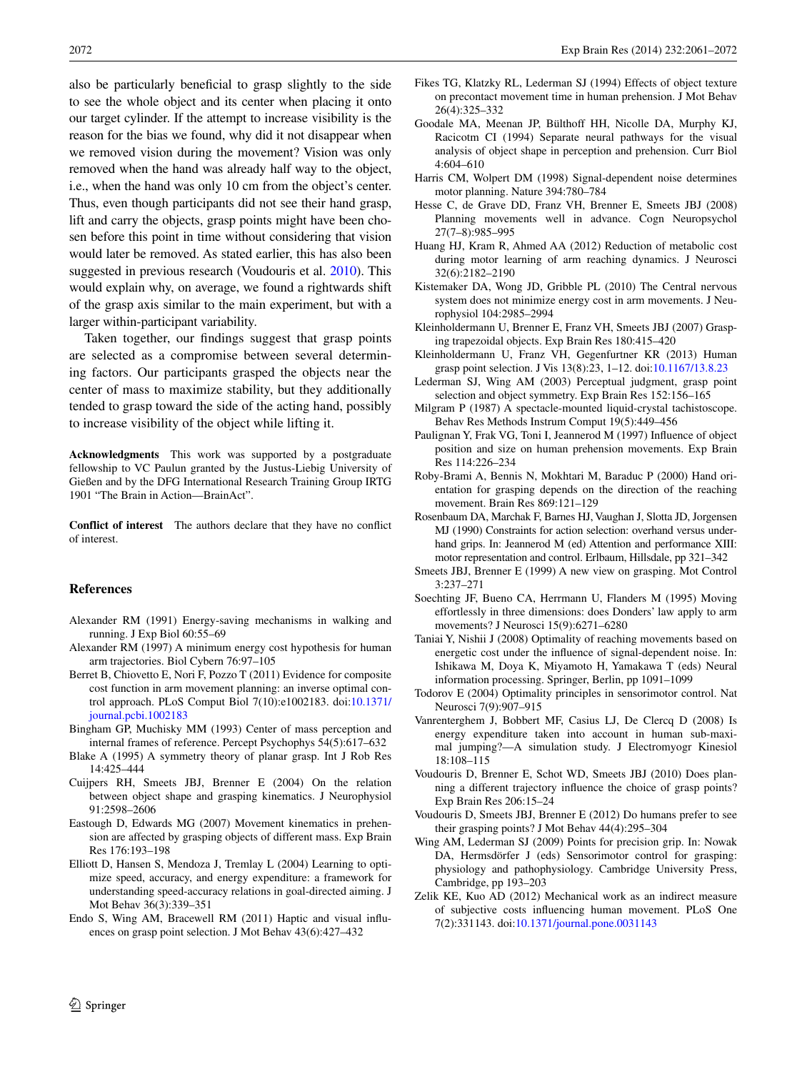also be particularly beneficial to grasp slightly to the side to see the whole object and its center when placing it onto our target cylinder. If the attempt to increase visibility is the reason for the bias we found, why did it not disappear when we removed vision during the movement? Vision was only removed when the hand was already half way to the object, i.e., when the hand was only 10 cm from the object's center. Thus, even though participants did not see their hand grasp, lift and carry the objects, grasp points might have been chosen before this point in time without considering that vision would later be removed. As stated earlier, this has also been suggested in previous research (Voudouris et al. 2010). This would explain why, on average, we found a rightwards shift of the grasp axis similar to the main experiment, but with a larger within-participant variability.

Taken together, our findings suggest that grasp points are selected as a compromise between several determining factors. Our participants grasped the objects near the center of mass to maximize stability, but they additionally tended to grasp toward the side of the acting hand, possibly to increase visibility of the object while lifting it.

**Acknowledgments** This work was supported by a postgraduate fellowship to VC Paulun granted by the Justus-Liebig University of Gießen and by the DFG International Research Training Group IRTG 1901 "The Brain in Action—BrainAct".

**Conflict of interest** The authors declare that they have no conflict of interest.

## References

Alexander RM (1991) Energy-saving mechanisms in walking and running. J Exp Biol 60:55–69

Alexander RM (1997) A minimum energy cost hypothesis for human arm trajectories. Biol Cybern 76:97–105

Berret B, Chiovetto E, Nori F, Pozzo T (2011) Evidence for composite cost function in arm movement planning: an inverse optimal control approach. PLoS Comput Biol 7(10):e1002183. doi:10.1371/journal.pcbi.1002183

Bingham GP, Muchisky MM (1993) Center of mass perception and internal frames of reference. Percept Psychophys 54(5):617–632

Blake A (1995) A symmetry theory of planar grasp. Int J Rob Res 14:425–444

Cuijpers RH, Smeets JBJ, Brenner E (2004) On the relation between object shape and grasping kinematics. J Neurophysiol 91:2598–2606

Eastough D, Edwards MG (2007) Movement kinematics in prehension are affected by grasping objects of different mass. Exp Brain Res 176:193–198

Elliott D, Hansen S, Mendoza J, Tremlay L (2004) Learning to optimize speed, accuracy, and energy expenditure: a framework for understanding speed-accuracy relations in goal-directed aiming. J Mot Behav 36(3):339–351

Endo S, Wing AM, Bracewell RM (2011) Haptic and visual influences on grasp point selection. J Mot Behav 43(6):427–432

Fikes TG, Klatzky RL, Lederman SJ (1994) Effects of object texture on precontact movement time in human prehension. J Mot Behav 26(4):325–332

Goodale MA, Meenan JP, Bülthoff HH, Nicolle DA, Murphy KJ, Racicotm CI (1994) Separate neural pathways for the visual analysis of object shape in perception and prehension. Curr Biol 4:604–610

Harris CM, Wolpert DM (1998) Signal-dependent noise determines motor planning. Nature 394:780–784

Hesse C, de Grave DD, Franz VH, Brenner E, Smeets JBJ (2008) Planning movements well in advance. Cogn Neuropsychol 27(7–8):985–995

Huang HJ, Kram R, Ahmed AA (2012) Reduction of metabolic cost during motor learning of arm reaching dynamics. J Neurosci 32(6):2182–2190

Kistemaker DA, Wong JD, Gribble PL (2010) The Central nervous system does not minimize energy cost in arm movements. J Neurophysiol 104:2985–2994

Kleinholdermann U, Brenner E, Franz VH, Smeets JBJ (2007) Grasping trapezoidal objects. Exp Brain Res 180:415–420

Kleinholdermann U, Franz VH, Gegenfurtner KR (2013) Human grasp point selection. J Vis 13(8):23, 1–12. doi:10.1167/13.8.23

Lederman SJ, Wing AM (2003) Perceptual judgment, grasp point selection and object symmetry. Exp Brain Res 152:156–165

Milgram P (1987) A spectacle-mounted liquid-crystal tachistoscope. Behav Res Methods Instrum Comput 19(5):449–456

Paulignan Y, Frak VG, Toni I, Jeannerod M (1997) Influence of object position and size on human prehension movements. Exp Brain Res 114:226–234

Roby-Brami A, Bennis N, Mokhtari M, Baraduc P (2000) Hand orientation for grasping depends on the direction of the reaching movement. Brain Res 869:121–129

Rosenbaum DA, Marchak F, Barnes HJ, Vaughan J, Slotta JD, Jorgensen MJ (1990) Constraints for action selection: overhand versus underhand grips. In: Jeannerod M (ed) Attention and performance XIII: motor representation and control. Erlbaum, Hillsdale, pp 321–342

Smeets JBJ, Brenner E (1999) A new view on grasping. Mot Control 3:237–271

Soechting JF, Bueno CA, Herrmann U, Flanders M (1995) Moving effortlessly in three dimensions: does Donders' law apply to arm movements? J Neurosci 15(9):6271–6280

Taniai Y, Nishii J (2008) Optimality of reaching movements based on energetic cost under the influence of signal-dependent noise. In: Ishikawa M, Doya K, Miyamoto H, Yamakawa T (eds) Neural information processing. Springer, Berlin, pp 1091–1099

Todorov E (2004) Optimality principles in sensorimotor control. Nat Neurosci 7(9):907–915

Vanrenterghem J, Bobbert MF, Casius LJ, De Clercq D (2008) Is energy expenditure taken into account in human sub-maximal jumping?—A simulation study. J Electromyogr Kinesiol 18:108–115

Voudouris D, Brenner E, Schot WD, Smeets JBJ (2010) Does planning a different trajectory influence the choice of grasp points? Exp Brain Res 206:15–24

Voudouris D, Smeets JBJ, Brenner E (2012) Do humans prefer to see their grasping points? J Mot Behav 44(4):295–304

Wing AM, Lederman SJ (2009) Points for precision grip. In: Nowak DA, Hermsdörfer J (eds) Sensorimotor control for grasping: physiology and pathophysiology. Cambridge University Press, Cambridge, pp 193–203

Zelik KE, Kuo AD (2012) Mechanical work as an indirect measure of subjective costs influencing human movement. PLoS One 7(2):331143. doi:10.1371/journal.pone.0031143